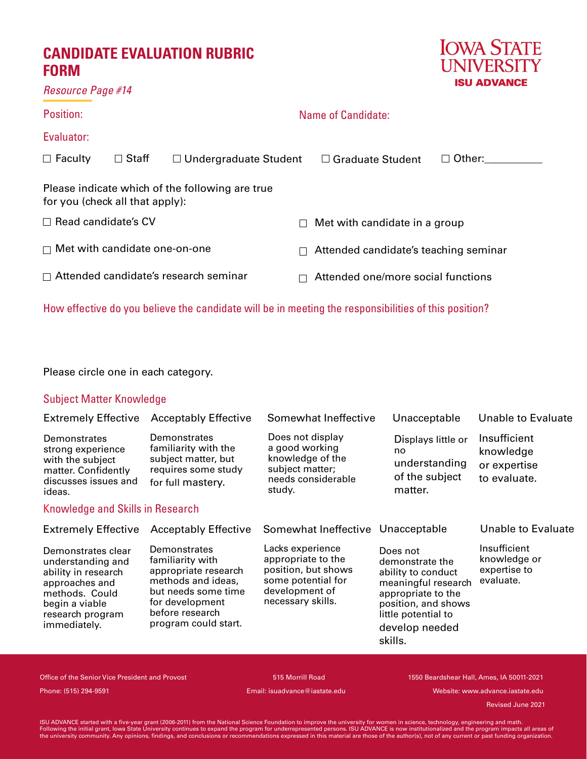# CANDIDATE EVALUATION RUBRIC FORM

*Resource Page #14*

IOWA STATE UNIVERSITY
**ISU ADVANCE**

Position:

Name of Candidate:

Evaluator:

☐ Faculty ☐ Staff ☐ Undergraduate Student ☐ Graduate Student ☐ Other:__________

Please indicate which of the following are true for you (check all that apply):

☐ Read candidate's CV

☐ Met with candidate in a group

☐ Met with candidate one-on-one

☐ Attended candidate's teaching seminar

☐ Attended candidate's research seminar

☐ Attended one/more social functions

How effective do you believe the candidate will be in meeting the responsibilities of this position?

Please circle one in each category.

## Subject Matter Knowledge

| Extremely Effective | Acceptably Effective | Somewhat Ineffective | Unacceptable | Unable to Evaluate |
|---|---|---|---|---|
| Demonstrates strong experience with the subject matter. Confidently discusses issues and ideas. | Demonstrates familiarity with the subject matter, but requires some study for full mastery. | Does not display a good working knowledge of the subject matter; needs considerable study. | Displays little or no understanding of the subject matter. | Insufficient knowledge or expertise to evaluate. |

## Knowledge and Skills in Research

| Extremely Effective | Acceptably Effective | Somewhat Ineffective | Unacceptable | Unable to Evaluate |
|---|---|---|---|---|
| Demonstrates clear understanding and ability in research approaches and methods. Could begin a viable research program immediately. | Demonstrates familiarity with appropriate research methods and ideas, but needs some time for development before research program could start. | Lacks experience appropriate to the position, but shows some potential for development of necessary skills. | Does not demonstrate the ability to conduct meaningful research appropriate to the position, and shows little potential to develop needed skills. | Insufficient knowledge or expertise to evaluate. |

Office of the Senior Vice President and Provost

515 Morrill Road

1550 Beardshear Hall, Ames, IA 50011-2021

Phone: (515) 294-9591

Email: isuadvance@iastate.edu

Website: www.advance.iastate.edu

Revised June 2021

ISU ADVANCE started with a five-year grant (2006-2011) from the National Science Foundation to improve the university for women in science, technology, engineering and math. Following the initial grant, Iowa State University continues to expand the program for underrepresented persons. ISU ADVANCE is now institutionalized and the program impacts all areas of the university community. Any opinions, findings, and conclusions or recommendations expressed in this material are those of the author(s), not of any current or past funding organization.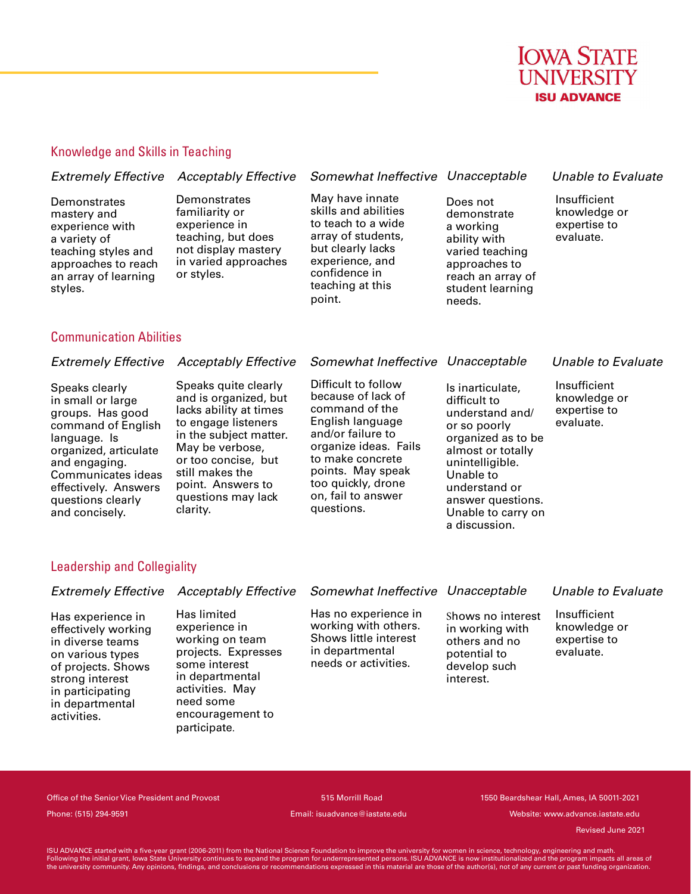## Knowledge and Skills in Teaching

| *Extremely Effective* | *Acceptably Effective* | *Somewhat Ineffective* | *Unacceptable* | *Unable to Evaluate* |
|---|---|---|---|---|
| Demonstrates mastery and experience with a variety of teaching styles and approaches to reach an array of learning styles. | Demonstrates familiarity or experience in teaching, but does not display mastery in varied approaches or styles. | May have innate skills and abilities to teach to a wide array of students, but clearly lacks experience, and confidence in teaching at this point. | Does not demonstrate a working ability with varied teaching approaches to reach an array of student learning needs. | Insufficient knowledge or expertise to evaluate. |

## Communication Abilities

| *Extremely Effective* | *Acceptably Effective* | *Somewhat Ineffective* | *Unacceptable* | *Unable to Evaluate* |
|---|---|---|---|---|
| Speaks clearly in small or large groups. Has good command of English language. Is organized, articulate and engaging. Communicates ideas effectively. Answers questions clearly and concisely. | Speaks quite clearly and is organized, but lacks ability at times to engage listeners in the subject matter. May be verbose, or too concise, but still makes the point. Answers to questions may lack clarity. | Difficult to follow because of lack of command of the English language and/or failure to organize ideas. Fails to make concrete points. May speak too quickly, drone on, fail to answer questions. | Is inarticulate, difficult to understand and/or so poorly organized as to be almost or totally unintelligible. Unable to understand or answer questions. Unable to carry on a discussion. | Insufficient knowledge or expertise to evaluate. |

## Leadership and Collegiality

| *Extremely Effective* | *Acceptably Effective* | *Somewhat Ineffective* | *Unacceptable* | *Unable to Evaluate* |
|---|---|---|---|---|
| Has experience in effectively working in diverse teams on various types of projects. Shows strong interest in participating in departmental activities. | Has limited experience in working on team projects. Expresses some interest in departmental activities. May need some encouragement to participate. | Has no experience in working with others. Shows little interest in departmental needs or activities. | Shows no interest in working with others and no potential to develop such interest. | Insufficient knowledge or expertise to evaluate. |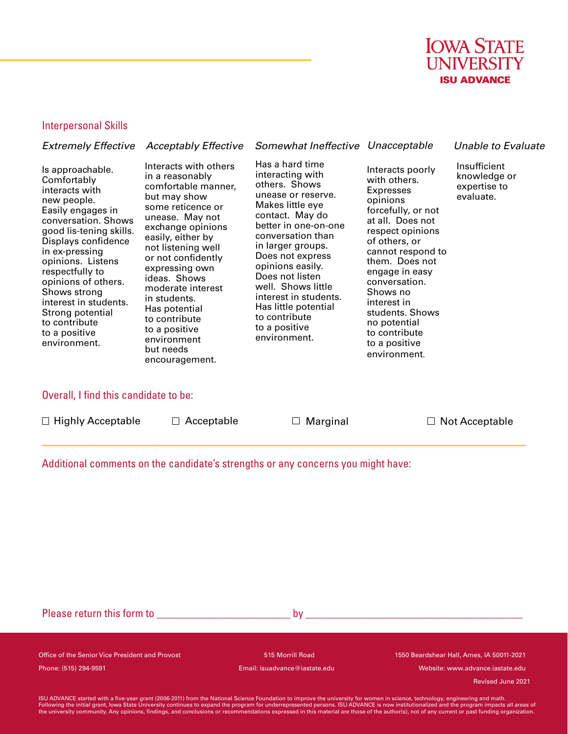Iowa State University
ISU ADVANCE

## Interpersonal Skills

| *Extremely Effective* | *Acceptably Effective* | *Somewhat Ineffective* | *Unacceptable* | *Unable to Evaluate* |
|---|---|---|---|---|
| Is approachable. Comfortably interacts with new people. Easily engages in conversation. Shows good lis-tening skills. Displays confidence in ex-pressing opinions. Listens respectfully to opinions of others. Shows strong interest in students. Strong potential to contribute to a positive environment. | Interacts with others in a reasonably comfortable manner, but may show some reticence or unease. May not exchange opinions easily, either by not listening well or not confidently expressing own ideas. Shows moderate interest in students. Has potential to contribute to a positive environment but needs encouragement. | Has a hard time interacting with others. Shows unease or reserve. Makes little eye contact. May do better in one-on-one conversation than in larger groups. Does not express opinions easily. Does not listen well. Shows little interest in students. Has little potential to contribute to a positive environment. | Interacts poorly with others. Expresses opinions forcefully, or not at all. Does not respect opinions of others, or cannot respond to them. Does not engage in easy conversation. Shows no interest in students. Shows no potential to contribute to a positive environment. | Insufficient knowledge or expertise to evaluate. |

## Overall, I find this candidate to be:

☐ Highly Acceptable ☐ Acceptable ☐ Marginal ☐ Not Acceptable

## Additional comments on the candidate's strengths or any concerns you might have:

Please return this form to \_\_\_\_\_\_\_\_\_\_\_\_\_\_\_\_\_\_\_\_\_\_\_\_\_\_ by \_\_\_\_\_\_\_\_\_\_\_\_\_\_\_\_\_\_\_\_\_\_\_\_\_\_\_\_\_\_\_\_\_\_\_\_\_\_\_\_\_\_\_\_

Office of the Senior Vice President and Provost 515 Morrill Road 1550 Beardshear Hall, Ames, IA 50011-2021
Phone: (515) 294-9591 Email: isuadvance@iastate.edu Website: www.advance.iastate.edu
Revised June 2021

ISU ADVANCE started with a five-year grant (2006-2011) from the National Science Foundation to improve the university for women in science, technology, engineering and math. Following the initial grant, Iowa State University continues to expand the program for underrepresented persons. ISU ADVANCE is now institutionalized and the program impacts all areas of the university community. Any opinions, findings, and conclusions or recommendations expressed in this material are those of the author(s), not of any current or past funding organization.